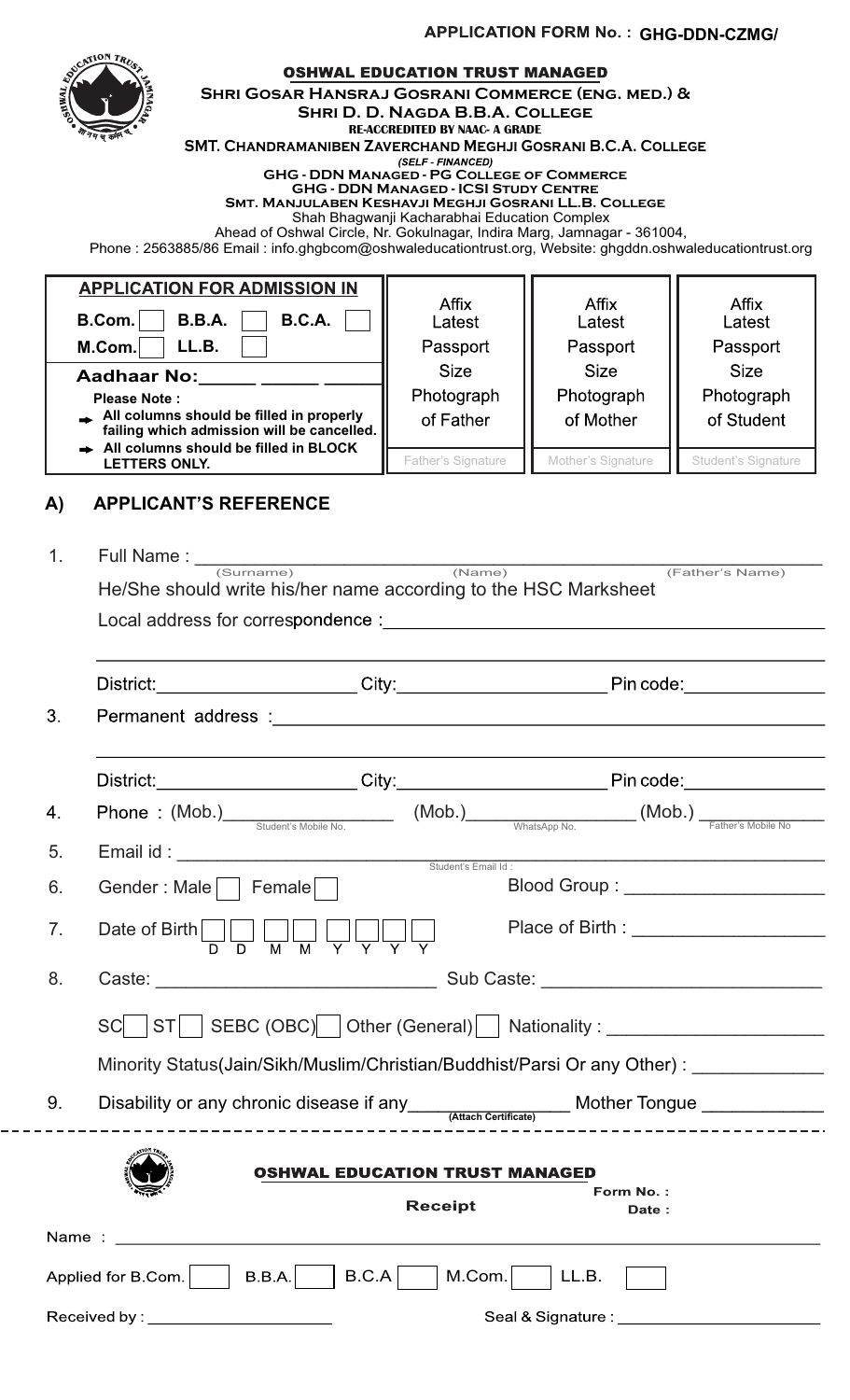**APPLICATION FORM No. : GHG-DDN-CZMG/**

**OSHWAL EDUCATION TRUST MANAGED**

**SHRI GOSAR HANSRAJ GOSRANI COMMERCE (ENG. MED.) &**

**SHRI D. D. NAGDA B.B.A. COLLEGE**

**RE-ACCREDITED BY NAAC- A GRADE**

**SMT. CHANDRAMANIBEN ZAVERCHAND MEGHJI GOSRANI B.C.A. COLLEGE**

***(SELF - FINANCED)***

**GHG - DDN MANAGED - PG COLLEGE OF COMMERCE**

**GHG - DDN MANAGED - ICSI STUDY CENTRE**

**SMT. MANJULABEN KESHAVJI MEGHJI GOSRANI LL.B. COLLEGE**

Shah Bhagwanji Kacharabhai Education Complex

Ahead of Oshwal Circle, Nr. Gokulnagar, Indira Marg, Jamnagar - 361004,

Phone : 2563885/86 Email : info.ghgbcom@oshwaleducationtrust.org, Website: ghgddn.oshwaleducationtrust.org

| **APPLICATION FOR ADMISSION IN** | Affix Latest Passport Size Photograph of Father | Affix Latest Passport Size Photograph of Mother | Affix Latest Passport Size Photograph of Student |
|---|---|---|---|
| B.Com. [ ] B.B.A. [ ] B.C.A. [ ] M.Com. [ ] LL.B. [ ] | | | |
| **Aadhaar No:**_____ _____ _____ | | | |
| **Please Note :** → All columns should be filled in properly failing which admission will be cancelled. → All columns should be filled in BLOCK LETTERS ONLY. | Father's Signature | Mother's Signature | Student's Signature |

## A) APPLICANT'S REFERENCE

1. Full Name : ____________________________________________
   (Surname) (Name) (Father's Name)
   He/She should write his/her name according to the HSC Marksheet

   Local address for correspondence : ____________________________________________

   ____________________________________________

   District:____________________ City:____________________ Pin code:______________

3. Permanent address : ____________________________________________

   ____________________________________________

   District:____________________ City:____________________ Pin code:______________

4. Phone : (Mob.)__________ (Student's Mobile No.) (Mob.)__________ (WhatsApp No.) (Mob.)__________ (Father's Mobile No)

5. Email id : ____________________________________________ (Student's Email Id :)

6. Gender : Male [ ] Female [ ] Blood Group : ____________________

7. Date of Birth [D][D] [M][M] [Y][Y][Y][Y] Place of Birth : ____________________

8. Caste: __________________________ Sub Caste: __________________________

   SC [ ] ST [ ] SEBC (OBC) [ ] Other (General) [ ] Nationality : ____________________

   Minority Status(Jain/Sikh/Muslim/Christian/Buddhist/Parsi Or any Other) : ____________

9. Disability or any chronic disease if any__________ (Attach Certificate) Mother Tongue ____________

---

**OSHWAL EDUCATION TRUST MANAGED**

**Receipt**

Form No. :

Date :

Name : ____________________________________________

Applied for B.Com. [ ] B.B.A. [ ] B.C.A [ ] M.Com. [ ] LL.B. [ ]

Received by : ____________________ Seal & Signature : ____________________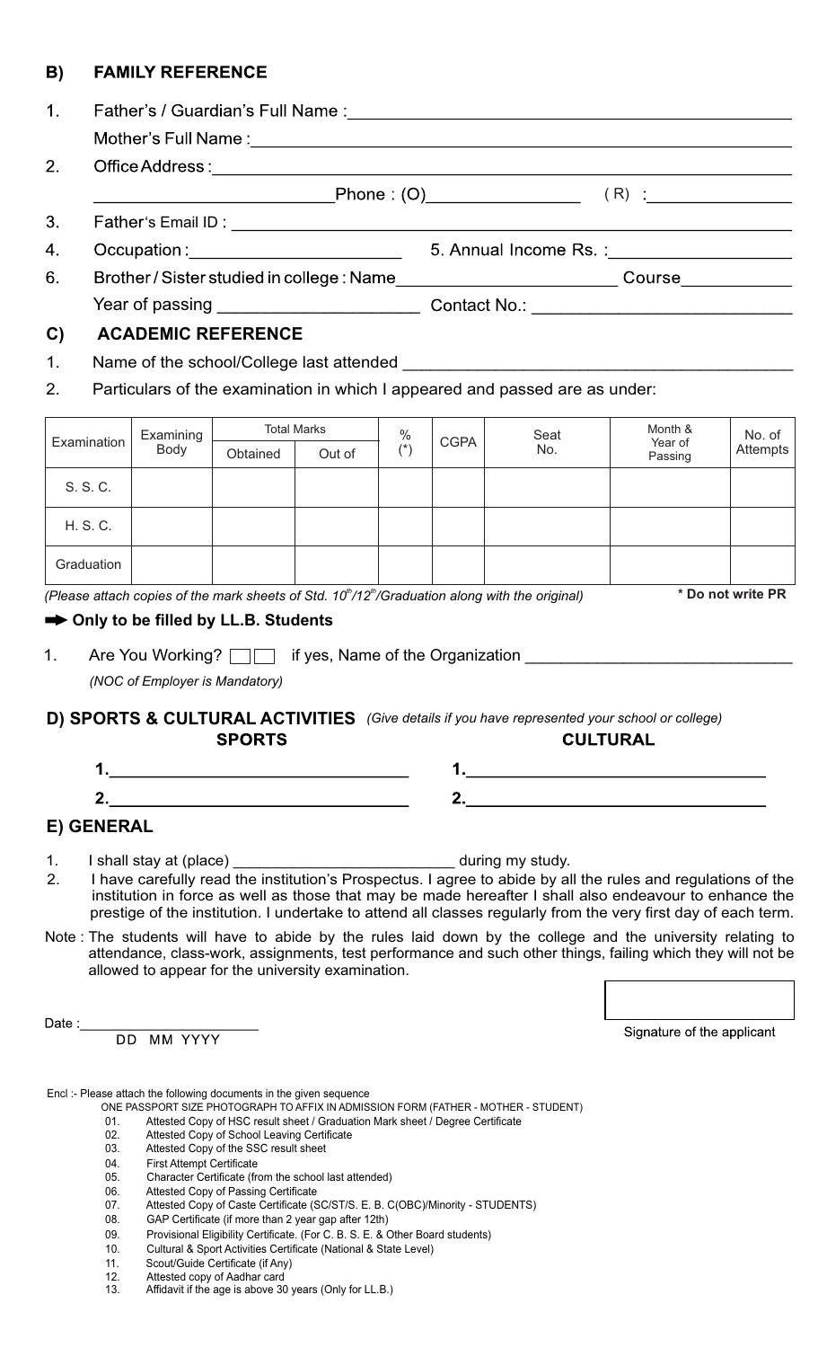## B) FAMILY REFERENCE

1. Father's / Guardian's Full Name : ______________________

   Mother's Full Name : ______________________

2. Office Address : ______________________

   ______________________ Phone : (O) ______________ (R) : ______________

3. Father's Email ID : ______________________

4. Occupation : ______________ 5. Annual Income Rs. : ______________

6. Brother / Sister studied in college : Name ______________ Course ______________

   Year of passing ______________ Contact No.: ______________

## C) ACADEMIC REFERENCE

1. Name of the school/College last attended ______________________

2. Particulars of the examination in which I appeared and passed are as under:

| Examination | Examining Body | Total Marks | | % (*) | CGPA | Seat No. | Month & Year of Passing | No. of Attempts |
|---|---|---|---|---|---|---|---|---|
| | | Obtained | Out of | | | | | |
| S. S. C. | | | | | | | | |
| H. S. C. | | | | | | | | |
| Graduation | | | | | | | | |

*(Please attach copies of the mark sheets of Std. 10th/12th/Graduation along with the original)* **\* Do not write PR**

**➡ Only to be filled by LL.B. Students**

1. Are You Working? ☐☐ if yes, Name of the Organization ______________________

   *(NOC of Employer is Mandatory)*

## D) SPORTS & CULTURAL ACTIVITIES *(Give details if you have represented your school or college)*

| SPORTS | CULTURAL |
|---|---|
| 1.______________________ | 1.______________________ |
| 2.______________________ | 2.______________________ |

## E) GENERAL

1. I shall stay at (place) ______________________ during my study.
2. I have carefully read the institution's Prospectus. I agree to abide by all the rules and regulations of the institution in force as well as those that may be made hereafter I shall also endeavour to enhance the prestige of the institution. I undertake to attend all classes regularly from the very first day of each term.

Note : The students will have to abide by the rules laid down by the college and the university relating to attendance, class-work, assignments, test performance and such other things, failing which they will not be allowed to appear for the university examination.

Date : ______________________
DD MM YYYY

Signature of the applicant

Encl :- Please attach the following documents in the given sequence

ONE PASSPORT SIZE PHOTOGRAPH TO AFFIX IN ADMISSION FORM (FATHER - MOTHER - STUDENT)

01. Attested Copy of HSC result sheet / Graduation Mark sheet / Degree Certificate
02. Attested Copy of School Leaving Certificate
03. Attested Copy of the SSC result sheet
04. First Attempt Certificate
05. Character Certificate (from the school last attended)
06. Attested Copy of Passing Certificate
07. Attested Copy of Caste Certificate (SC/ST/S. E. B. C(OBC)/Minority - STUDENTS)
08. GAP Certificate (if more than 2 year gap after 12th)
09. Provisional Eligibility Certificate. (For C. B. S. E. & Other Board students)
10. Cultural & Sport Activities Certificate (National & State Level)
11. Scout/Guide Certificate (if Any)
12. Attested copy of Aadhar card
13. Affidavit if the age is above 30 years (Only for LL.B.)